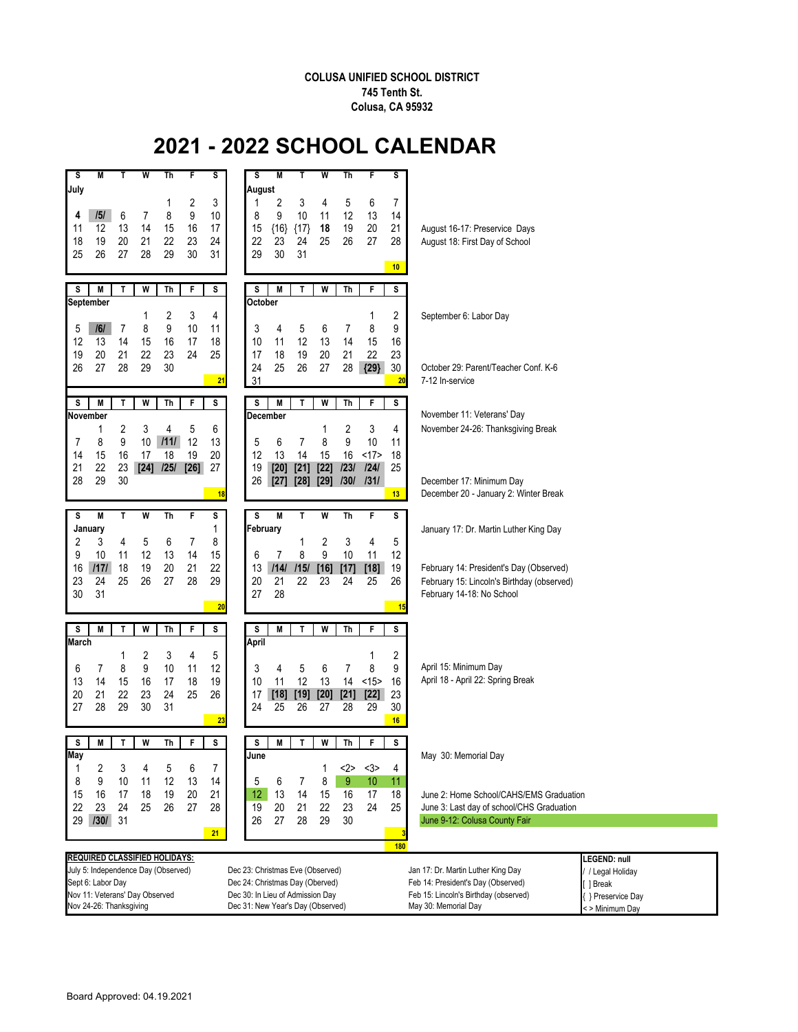**COLUSA UNIFIED SCHOOL DISTRICT**
**745 Tenth St.**
**Colusa, CA 95932**

# 2021 - 2022 SCHOOL CALENDAR

**July**

| S | M | T | W | Th | F | S |
|---|---|---|---|---|---|---|
| | | | | 1 | 2 | 3 |
| 4 | /5/ | 6 | 7 | 8 | 9 | 10 |
| 11 | 12 | 13 | 14 | 15 | 16 | 17 |
| 18 | 19 | 20 | 21 | 22 | 23 | 24 |
| 25 | 26 | 27 | 28 | 29 | 30 | 31 |

**August**

| S | M | T | W | Th | F | S |
|---|---|---|---|---|---|---|
| 1 | 2 | 3 | 4 | 5 | 6 | 7 |
| 8 | 9 | 10 | 11 | 12 | 13 | 14 |
| 15 | {16} | {17} | **18** | 19 | 20 | 21 |
| 22 | 23 | 24 | 25 | 26 | 27 | 28 |
| 29 | 30 | 31 | | | | |
| | | | | | | 10 |

August 16-17: Preservice Days
August 18: First Day of School

**September**

| S | M | T | W | Th | F | S |
|---|---|---|---|---|---|---|
| | | | 1 | 2 | 3 | 4 |
| 5 | /6/ | 7 | 8 | 9 | 10 | 11 |
| 12 | 13 | 14 | 15 | 16 | 17 | 18 |
| 19 | 20 | 21 | 22 | 23 | 24 | 25 |
| 26 | 27 | 28 | 29 | 30 | | |
| | | | | | | 21 |

**October**

| S | M | T | W | Th | F | S |
|---|---|---|---|---|---|---|
| | | | | | 1 | 2 |
| 3 | 4 | 5 | 6 | 7 | 8 | 9 |
| 10 | 11 | 12 | 13 | 14 | 15 | 16 |
| 17 | 18 | 19 | 20 | 21 | 22 | 23 |
| 24 | 25 | 26 | 27 | 28 | {29} | 30 |
| 31 | | | | | | 20 |

September 6: Labor Day
October 29: Parent/Teacher Conf. K-6
7-12 In-service

**November**

| S | M | T | W | Th | F | S |
|---|---|---|---|---|---|---|
| | 1 | 2 | 3 | 4 | 5 | 6 |
| 7 | 8 | 9 | 10 | /11/ | 12 | 13 |
| 14 | 15 | 16 | 17 | 18 | 19 | 20 |
| 21 | 22 | 23 | [24] | /25/ | [26] | 27 |
| 28 | 29 | 30 | | | | |
| | | | | | | 18 |

**December**

| S | M | T | W | Th | F | S |
|---|---|---|---|---|---|---|
| | | | 1 | 2 | 3 | 4 |
| 5 | 6 | 7 | 8 | 9 | 10 | 11 |
| 12 | 13 | 14 | 15 | 16 | <17> | 18 |
| 19 | [20] | [21] | [22] | /23/ | /24/ | 25 |
| 26 | [27] | [28] | [29] | /30/ | /31/ | |
| | | | | | | 13 |

November 11: Veterans' Day
November 24-26: Thanksgiving Break
December 17: Minimum Day
December 20 - January 2: Winter Break

**January**

| S | M | T | W | Th | F | S |
|---|---|---|---|---|---|---|
| | | | | | | 1 |
| 2 | 3 | 4 | 5 | 6 | 7 | 8 |
| 9 | 10 | 11 | 12 | 13 | 14 | 15 |
| 16 | /17/ | 18 | 19 | 20 | 21 | 22 |
| 23 | 24 | 25 | 26 | 27 | 28 | 29 |
| 30 | 31 | | | | | |
| | | | | | | 20 |

**February**

| S | M | T | W | Th | F | S |
|---|---|---|---|---|---|---|
| | | 1 | 2 | 3 | 4 | 5 |
| 6 | 7 | 8 | 9 | 10 | 11 | 12 |
| 13 | /14/ | /15/ | [16] | [17] | [18] | 19 |
| 20 | 21 | 22 | 23 | 24 | 25 | 26 |
| 27 | 28 | | | | | |
| | | | | | | 15 |

January 17: Dr. Martin Luther King Day
February 14: President's Day (Observed)
February 15: Lincoln's Birthday (observed)
February 14-18: No School

**March**

| S | M | T | W | Th | F | S |
|---|---|---|---|---|---|---|
| | | 1 | 2 | 3 | 4 | 5 |
| 6 | 7 | 8 | 9 | 10 | 11 | 12 |
| 13 | 14 | 15 | 16 | 17 | 18 | 19 |
| 20 | 21 | 22 | 23 | 24 | 25 | 26 |
| 27 | 28 | 29 | 30 | 31 | | |
| | | | | | | 23 |

**April**

| S | M | T | W | Th | F | S |
|---|---|---|---|---|---|---|
| | | | | | 1 | 2 |
| 3 | 4 | 5 | 6 | 7 | 8 | 9 |
| 10 | 11 | 12 | 13 | 14 | <15> | 16 |
| 17 | [18] | [19] | [20] | [21] | [22] | 23 |
| 24 | 25 | 26 | 27 | 28 | 29 | 30 |
| | | | | | | 16 |

April 15: Minimum Day
April 18 - April 22: Spring Break

**May**

| S | M | T | W | Th | F | S |
|---|---|---|---|---|---|---|
| 1 | 2 | 3 | 4 | 5 | 6 | 7 |
| 8 | 9 | 10 | 11 | 12 | 13 | 14 |
| 15 | 16 | 17 | 18 | 19 | 20 | 21 |
| 22 | 23 | 24 | 25 | 26 | 27 | 28 |
| 29 | /30/ | 31 | | | | |
| | | | | | | 21 |

**June**

| S | M | T | W | Th | F | S |
|---|---|---|---|---|---|---|
| | | | 1 | <2> | <3> | 4 |
| 5 | 6 | 7 | 8 | 9 | 10 | 11 |
| 12 | 13 | 14 | 15 | 16 | 17 | 18 |
| 19 | 20 | 21 | 22 | 23 | 24 | 25 |
| 26 | 27 | 28 | 29 | 30 | | |
| | | | | | | 3 |
| | | | | | | 180 |

May 30: Memorial Day
June 2: Home School/CAHS/EMS Graduation
June 3: Last day of school/CHS Graduation
June 9-12: Colusa County Fair

**REQUIRED CLASSIFIED HOLIDAYS:**

| | | |
|---|---|---|
| July 5: Independence Day (Observed) | Dec 23: Christmas Eve (Observed) | Jan 17: Dr. Martin Luther King Day |
| Sept 6: Labor Day | Dec 24: Christmas Day (Oberved) | Feb 14: President's Day (Observed) |
| Nov 11: Veterans' Day Observed | Dec 30: In Lieu of Admission Day | Feb 15: Lincoln's Birthday (observed) |
| Nov 24-26: Thanksgiving | Dec 31: New Year's Day (Observed) | May 30: Memorial Day |

**LEGEND: null**
/ / Legal Holiday
[ ] Break
{ } Preservice Day
< > Minimum Day

Board Approved: 04.19.2021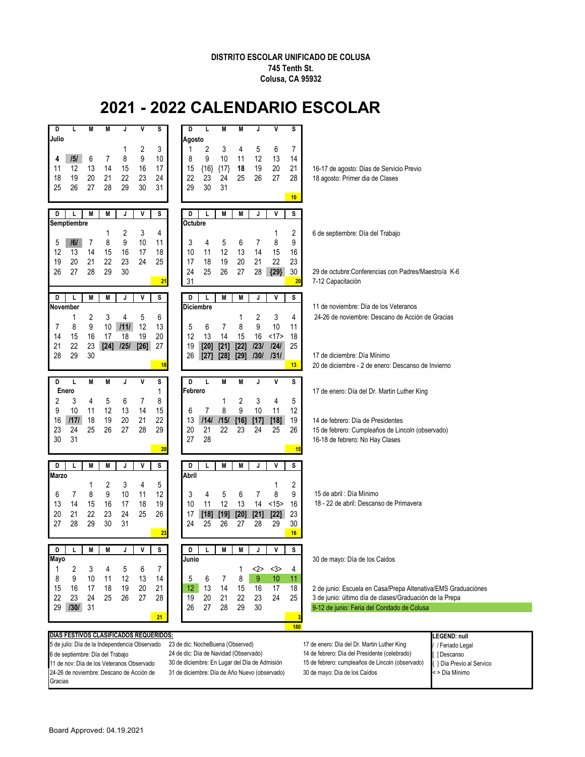**DISTRITO ESCOLAR UNIFICADO DE COLUSA**
**745 Tenth St.**
**Colusa, CA 95932**

# 2021 - 2022 CALENDARIO ESCOLAR

| D | L | M | M | J | V | S |
|---|---|---|---|---|---|---|
| **Julio** | | | | | | |
| | | | | 1 | 2 | 3 |
| **4** | /5/ | 6 | 7 | 8 | 9 | 10 |
| 11 | 12 | 13 | 14 | 15 | 16 | 17 |
| 18 | 19 | 20 | 21 | 22 | 23 | 24 |
| 25 | 26 | 27 | 28 | 29 | 30 | 31 |

| D | L | M | M | J | V | S |
|---|---|---|---|---|---|---|
| **Agosto** | | | | | | |
| 1 | 2 | 3 | 4 | 5 | 6 | 7 |
| 8 | 9 | 10 | 11 | 12 | 13 | 14 |
| 15 | {16} | {17} | **18** | 19 | 20 | 21 |
| 22 | 23 | 24 | 25 | 26 | 27 | 28 |
| 29 | 30 | 31 | | | | |
| | | | | | | 10 |

16-17 de agosto: Dias de Servicio Previo
18 agosto: Primer dia de Clases

| D | L | M | M | J | V | S |
|---|---|---|---|---|---|---|
| **Semptiembre** | | | | | | |
| | | | 1 | 2 | 3 | 4 |
| 5 | /6/ | 7 | 8 | 9 | 10 | 11 |
| 12 | 13 | 14 | 15 | 16 | 17 | 18 |
| 19 | 20 | 21 | 22 | 23 | 24 | 25 |
| 26 | 27 | 28 | 29 | 30 | | |
| | | | | | | 21 |

| D | L | M | M | J | V | S |
|---|---|---|---|---|---|---|
| **Octubre** | | | | | | |
| | | | | | 1 | 2 |
| 3 | 4 | 5 | 6 | 7 | 8 | 9 |
| 10 | 11 | 12 | 13 | 14 | 15 | 16 |
| 17 | 18 | 19 | 20 | 21 | 22 | 23 |
| 24 | 25 | 26 | 27 | 28 | {29} | 30 |
| 31 | | | | | | 20 |

6 de septiembre: Día del Trabajo
29 de octubre:Conferencias con Padres/Maestro/a K-6
7-12 Capacitación

| D | L | M | M | J | V | S |
|---|---|---|---|---|---|---|
| **November** | | | | | | |
| | 1 | 2 | 3 | 4 | 5 | 6 |
| 7 | 8 | 9 | 10 | /11/ | 12 | 13 |
| 14 | 15 | 16 | 17 | 18 | 19 | 20 |
| 21 | 22 | 23 | [24] | /25/ | [26] | 27 |
| 28 | 29 | 30 | | | | |
| | | | | | | 18 |

| D | L | M | M | J | V | S |
|---|---|---|---|---|---|---|
| **Diciembre** | | | | | | |
| | | | 1 | 2 | 3 | 4 |
| 5 | 6 | 7 | 8 | 9 | 10 | 11 |
| 12 | 13 | 14 | 15 | 16 | <17> | 18 |
| 19 | [20] | [21] | [22] | /23/ | /24/ | 25 |
| 26 | [27] | [28] | [29] | /30/ | /31/ | |
| | | | | | | 13 |

11 de noviembre: Día de los Veteranos
24-26 de noviembre: Descano de Acción de Gracias
17 de diciembre: Día Mínimo
20 de diciembre - 2 de enero: Descanso de Invierno

| D | L | M | M | J | V | S |
|---|---|---|---|---|---|---|
| **Enero** | | | | | | |
| | | | | | | 1 |
| 2 | 3 | 4 | 5 | 6 | 7 | 8 |
| 9 | 10 | 11 | 12 | 13 | 14 | 15 |
| 16 | /17/ | 18 | 19 | 20 | 21 | 22 |
| 23 | 24 | 25 | 26 | 27 | 28 | 29 |
| 30 | 31 | | | | | |
| | | | | | | 20 |

| D | L | M | M | J | V | S |
|---|---|---|---|---|---|---|
| **Febrero** | | | | | | |
| | | 1 | 2 | 3 | 4 | 5 |
| 6 | 7 | 8 | 9 | 10 | 11 | 12 |
| 13 | /14/ | /15/ | [16] | [17] | [18] | 19 |
| 20 | 21 | 22 | 23 | 24 | 25 | 26 |
| 27 | 28 | | | | | |
| | | | | | | 15 |

17 de enero: Día del Dr. Martin Luther King
14 de febrero: Día de Presidentes
15 de febrero: Cumpleaños de Lincoln (observado)
16-18 de febrero: No Hay Clases

| D | L | M | M | J | V | S |
|---|---|---|---|---|---|---|
| **Marzo** | | | | | | |
| | | 1 | 2 | 3 | 4 | 5 |
| 6 | 7 | 8 | 9 | 10 | 11 | 12 |
| 13 | 14 | 15 | 16 | 17 | 18 | 19 |
| 20 | 21 | 22 | 23 | 24 | 25 | 26 |
| 27 | 28 | 29 | 30 | 31 | | |
| | | | | | | 23 |

| D | L | M | M | J | V | S |
|---|---|---|---|---|---|---|
| **Abril** | | | | | | |
| | | | | | 1 | 2 |
| 3 | 4 | 5 | 6 | 7 | 8 | 9 |
| 10 | 11 | 12 | 13 | 14 | <15> | 16 |
| 17 | [18] | [19] | [20] | [21] | [22] | 23 |
| 24 | 25 | 26 | 27 | 28 | 29 | 30 |
| | | | | | | 16 |

15 de abril : Día Mínimo
18 - 22 de abril: Descanso de Primavera

| D | L | M | M | J | V | S |
|---|---|---|---|---|---|---|
| **Mayo** | | | | | | |
| 1 | 2 | 3 | 4 | 5 | 6 | 7 |
| 8 | 9 | 10 | 11 | 12 | 13 | 14 |
| 15 | 16 | 17 | 18 | 19 | 20 | 21 |
| 22 | 23 | 24 | 25 | 26 | 27 | 28 |
| 29 | /30/ | 31 | | | | |
| | | | | | | 21 |

| D | L | M | M | J | V | S |
|---|---|---|---|---|---|---|
| **Junio** | | | | | | |
| | | | 1 | <2> | <3> | 4 |
| 5 | 6 | 7 | 8 | 9 | 10 | 11 |
| 12 | 13 | 14 | 15 | 16 | 17 | 18 |
| 19 | 20 | 21 | 22 | 23 | 24 | 25 |
| 26 | 27 | 28 | 29 | 30 | | |
| | | | | | | 3 |
| | | | | | | 180 |

30 de mayo: Día de los Caidos
2 de junio: Escuela en Casa/Prepa Altenativa/EMS Graduaciónes
3 de junio: último día de clases/Graduación de la Prepa
9-12 de junio: Feria del Condado de Colusa

**DIAS FESTIVOS CLASIFICADOS REQUERIDOS:**

- 5 de julio: Día de la Independencia Observado
- 6 de septiembre: Día del Trabajo
- 11 de nov: Día de los Veteranos Observado
- 24-26 de noviembre: Descano de Acción de Gracias
- 23 de dic: NocheBuena (Observed)
- 24 de dic: Día de Navidad (Observado)
- 30 de diciembre: En Lugar del Día de Admisión
- 31 de diciembre: Día de Año Nuevo (observado)
- 17 de enero: Día del Dr. Martin Luther King
- 14 de febrero: Día del Presidente (celebrado)
- 15 de febrero: cumpleaños de Lincoln (observado)
- 30 de mayo: Día de los Caídos

**LEGEND: null**
/ / Feriado Legal
[ ] Descanso
{ } Día Previo al Servico
< > Día Mínimo

Board Approved: 04.19.2021